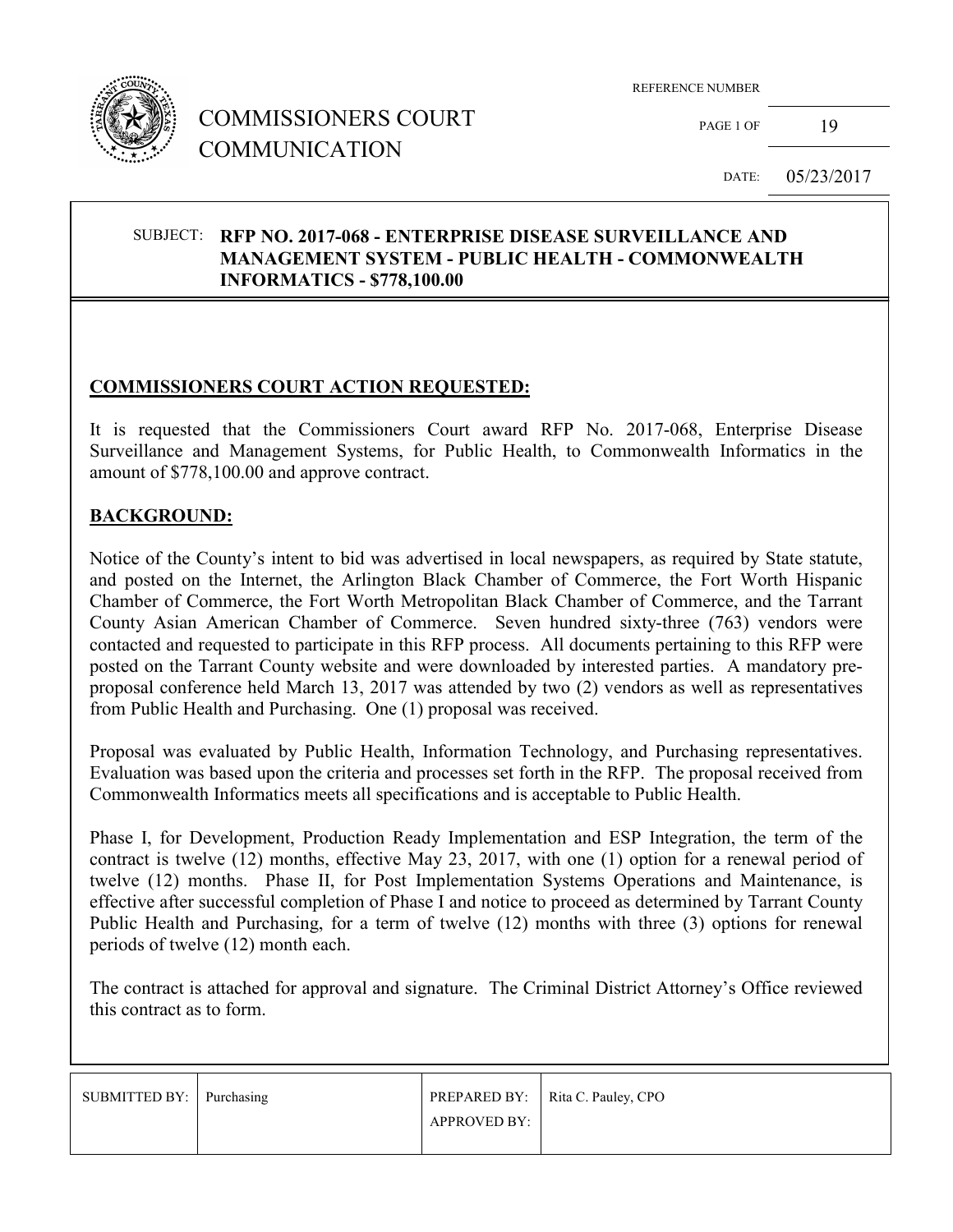# COMMISSIONERS COURT COMMUNICATION

| REFERENCE NUMBER | |
|---|---|
| PAGE 1 OF | 19 |
| DATE: | 05/23/2017 |

**SUBJECT: RFP NO. 2017-068 - ENTERPRISE DISEASE SURVEILLANCE AND MANAGEMENT SYSTEM - PUBLIC HEALTH - COMMONWEALTH INFORMATICS - $778,100.00**

## COMMISSIONERS COURT ACTION REQUESTED:

It is requested that the Commissioners Court award RFP No. 2017-068, Enterprise Disease Surveillance and Management Systems, for Public Health, to Commonwealth Informatics in the amount of $778,100.00 and approve contract.

## BACKGROUND:

Notice of the County's intent to bid was advertised in local newspapers, as required by State statute, and posted on the Internet, the Arlington Black Chamber of Commerce, the Fort Worth Hispanic Chamber of Commerce, the Fort Worth Metropolitan Black Chamber of Commerce, and the Tarrant County Asian American Chamber of Commerce. Seven hundred sixty-three (763) vendors were contacted and requested to participate in this RFP process. All documents pertaining to this RFP were posted on the Tarrant County website and were downloaded by interested parties. A mandatory pre-proposal conference held March 13, 2017 was attended by two (2) vendors as well as representatives from Public Health and Purchasing. One (1) proposal was received.

Proposal was evaluated by Public Health, Information Technology, and Purchasing representatives. Evaluation was based upon the criteria and processes set forth in the RFP. The proposal received from Commonwealth Informatics meets all specifications and is acceptable to Public Health.

Phase I, for Development, Production Ready Implementation and ESP Integration, the term of the contract is twelve (12) months, effective May 23, 2017, with one (1) option for a renewal period of twelve (12) months. Phase II, for Post Implementation Systems Operations and Maintenance, is effective after successful completion of Phase I and notice to proceed as determined by Tarrant County Public Health and Purchasing, for a term of twelve (12) months with three (3) options for renewal periods of twelve (12) month each.

The contract is attached for approval and signature. The Criminal District Attorney's Office reviewed this contract as to form.

| SUBMITTED BY: | Purchasing | PREPARED BY: | Rita C. Pauley, CPO |
|---|---|---|---|
| | | APPROVED BY: | |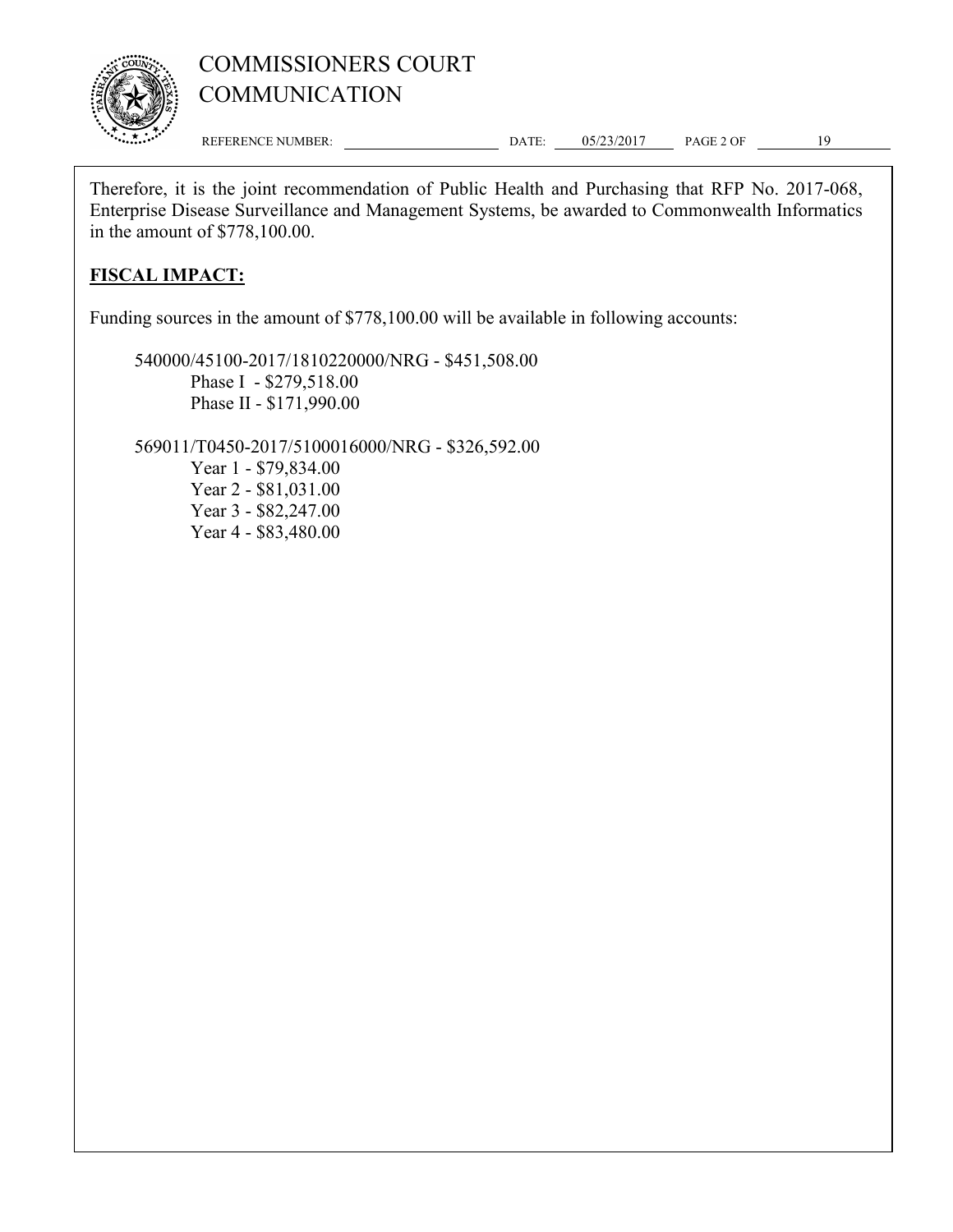Therefore, it is the joint recommendation of Public Health and Purchasing that RFP No. 2017-068, Enterprise Disease Surveillance and Management Systems, be awarded to Commonwealth Informatics in the amount of $778,100.00.

**FISCAL IMPACT:**

Funding sources in the amount of $778,100.00 will be available in following accounts:

540000/45100-2017/1810220000/NRG - $451,508.00
- Phase I - $279,518.00
- Phase II - $171,990.00

569011/T0450-2017/5100016000/NRG - $326,592.00
- Year 1 - $79,834.00
- Year 2 - $81,031.00
- Year 3 - $82,247.00
- Year 4 - $83,480.00